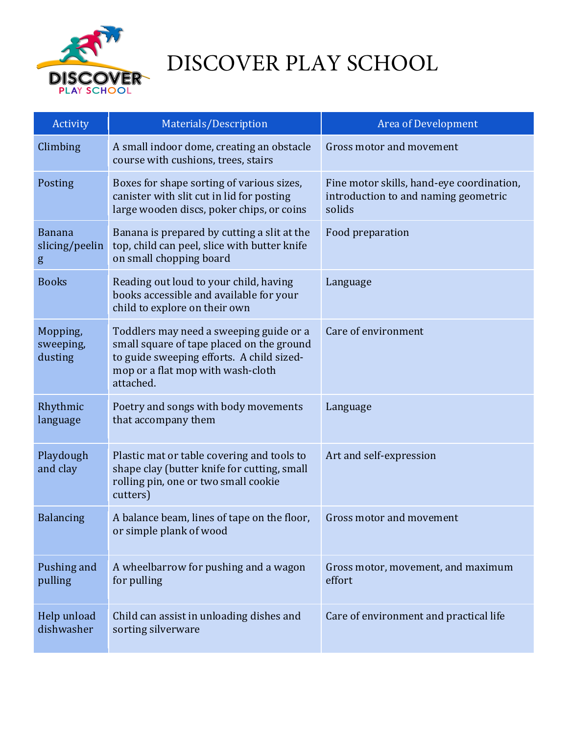# DISCOVER PLAY SCHOOL

| Activity | Materials/Description | Area of Development |
| --- | --- | --- |
| Climbing | A small indoor dome, creating an obstacle course with cushions, trees, stairs | Gross motor and movement |
| Posting | Boxes for shape sorting of various sizes, canister with slit cut in lid for posting large wooden discs, poker chips, or coins | Fine motor skills, hand-eye coordination, introduction to and naming geometric solids |
| Banana slicing/peeling | Banana is prepared by cutting a slit at the top, child can peel, slice with butter knife on small chopping board | Food preparation |
| Books | Reading out loud to your child, having books accessible and available for your child to explore on their own | Language |
| Mopping, sweeping, dusting | Toddlers may need a sweeping guide or a small square of tape placed on the ground to guide sweeping efforts. A child sized-mop or a flat mop with wash-cloth attached. | Care of environment |
| Rhythmic language | Poetry and songs with body movements that accompany them | Language |
| Playdough and clay | Plastic mat or table covering and tools to shape clay (butter knife for cutting, small rolling pin, one or two small cookie cutters) | Art and self-expression |
| Balancing | A balance beam, lines of tape on the floor, or simple plank of wood | Gross motor and movement |
| Pushing and pulling | A wheelbarrow for pushing and a wagon for pulling | Gross motor, movement, and maximum effort |
| Help unload dishwasher | Child can assist in unloading dishes and sorting silverware | Care of environment and practical life |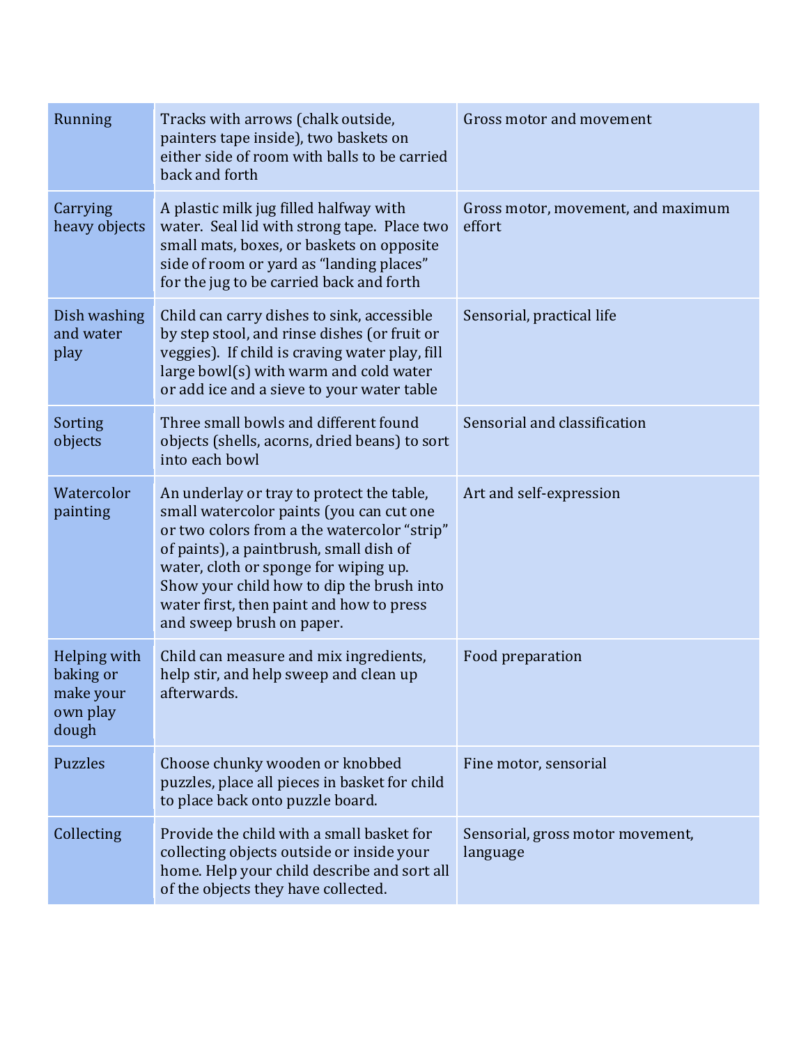| | | |
|---|---|---|
| Running | Tracks with arrows (chalk outside, painters tape inside), two baskets on either side of room with balls to be carried back and forth | Gross motor and movement |
| Carrying heavy objects | A plastic milk jug filled halfway with water. Seal lid with strong tape. Place two small mats, boxes, or baskets on opposite side of room or yard as "landing places" for the jug to be carried back and forth | Gross motor, movement, and maximum effort |
| Dish washing and water play | Child can carry dishes to sink, accessible by step stool, and rinse dishes (or fruit or veggies). If child is craving water play, fill large bowl(s) with warm and cold water or add ice and a sieve to your water table | Sensorial, practical life |
| Sorting objects | Three small bowls and different found objects (shells, acorns, dried beans) to sort into each bowl | Sensorial and classification |
| Watercolor painting | An underlay or tray to protect the table, small watercolor paints (you can cut one or two colors from a the watercolor "strip" of paints), a paintbrush, small dish of water, cloth or sponge for wiping up. Show your child how to dip the brush into water first, then paint and how to press and sweep brush on paper. | Art and self-expression |
| Helping with baking or make your own play dough | Child can measure and mix ingredients, help stir, and help sweep and clean up afterwards. | Food preparation |
| Puzzles | Choose chunky wooden or knobbed puzzles, place all pieces in basket for child to place back onto puzzle board. | Fine motor, sensorial |
| Collecting | Provide the child with a small basket for collecting objects outside or inside your home. Help your child describe and sort all of the objects they have collected. | Sensorial, gross motor movement, language |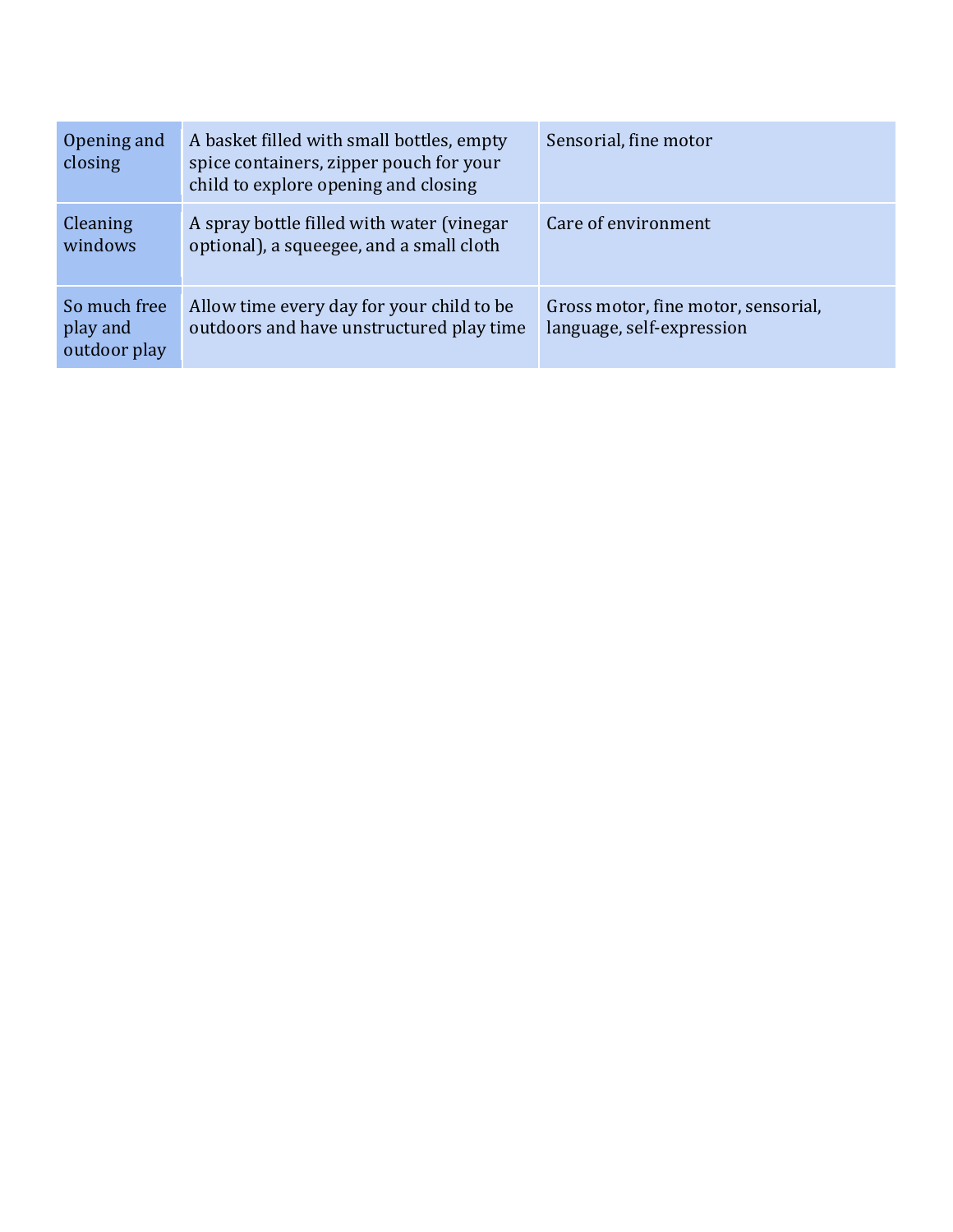| | | |
|---|---|---|
| Opening and closing | A basket filled with small bottles, empty spice containers, zipper pouch for your child to explore opening and closing | Sensorial, fine motor |
| Cleaning windows | A spray bottle filled with water (vinegar optional), a squeegee, and a small cloth | Care of environment |
| So much free play and outdoor play | Allow time every day for your child to be outdoors and have unstructured play time | Gross motor, fine motor, sensorial, language, self-expression |